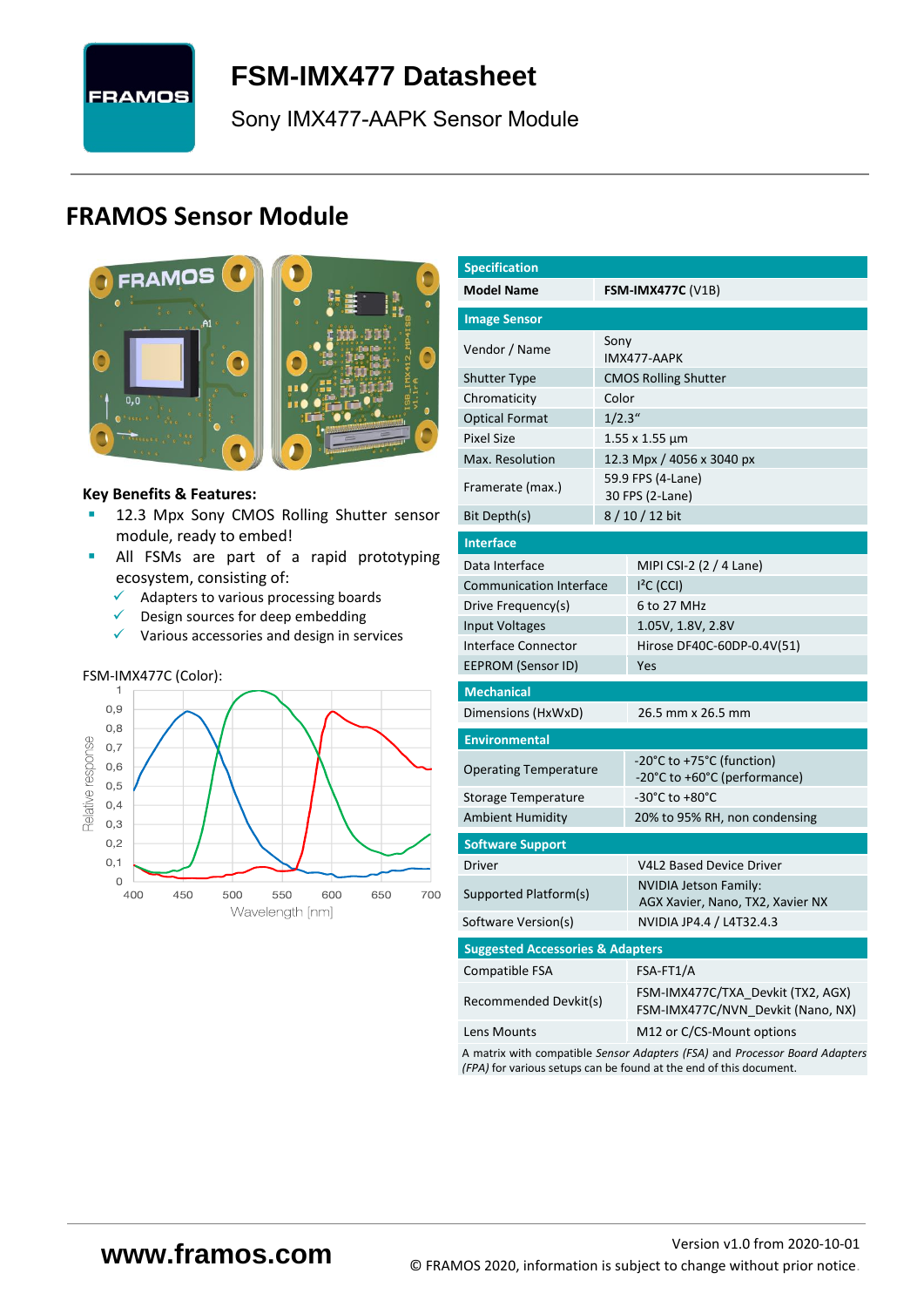# FSM-IMX477 Datasheet

Sony IMX477-AAPK Sensor Module

## FRAMOS Sensor Module

**Key Benefits & Features:**

- 12.3 Mpx Sony CMOS Rolling Shutter sensor module, ready to embed!
- All FSMs are part of a rapid prototyping ecosystem, consisting of:
  - ✓ Adapters to various processing boards
  - ✓ Design sources for deep embedding
  - ✓ Various accessories and design in services

FSM-IMX477C (Color):

| Specification | |
|---|---|
| **Model Name** | **FSM-IMX477C** (V1B) |
| **Image Sensor** | |
| Vendor / Name | Sony<br>IMX477-AAPK |
| Shutter Type | CMOS Rolling Shutter |
| Chromaticity | Color |
| Optical Format | 1/2.3" |
| Pixel Size | 1.55 x 1.55 µm |
| Max. Resolution | 12.3 Mpx / 4056 x 3040 px |
| Framerate (max.) | 59.9 FPS (4-Lane)<br>30 FPS (2-Lane) |
| Bit Depth(s) | 8 / 10 / 12 bit |
| **Interface** | |
| Data Interface | MIPI CSI-2 (2 / 4 Lane) |
| Communication Interface | I²C (CCI) |
| Drive Frequency(s) | 6 to 27 MHz |
| Input Voltages | 1.05V, 1.8V, 2.8V |
| Interface Connector | Hirose DF40C-60DP-0.4V(51) |
| EEPROM (Sensor ID) | Yes |
| **Mechanical** | |
| Dimensions (HxWxD) | 26.5 mm x 26.5 mm |
| **Environmental** | |
| Operating Temperature | -20°C to +75°C (function)<br>-20°C to +60°C (performance) |
| Storage Temperature | -30°C to +80°C |
| Ambient Humidity | 20% to 95% RH, non condensing |
| **Software Support** | |
| Driver | V4L2 Based Device Driver |
| Supported Platform(s) | NVIDIA Jetson Family:<br>AGX Xavier, Nano, TX2, Xavier NX |
| Software Version(s) | NVIDIA JP4.4 / L4T32.4.3 |
| **Suggested Accessories & Adapters** | |
| Compatible FSA | FSA-FT1/A |
| Recommended Devkit(s) | FSM-IMX477C/TXA_Devkit (TX2, AGX)<br>FSM-IMX477C/NVN_Devkit (Nano, NX) |
| Lens Mounts | M12 or C/CS-Mount options |

A matrix with compatible *Sensor Adapters (FSA)* and *Processor Board Adapters (FPA)* for various setups can be found at the end of this document.

www.framos.com

Version v1.0 from 2020-10-01

© FRAMOS 2020, information is subject to change without prior notice.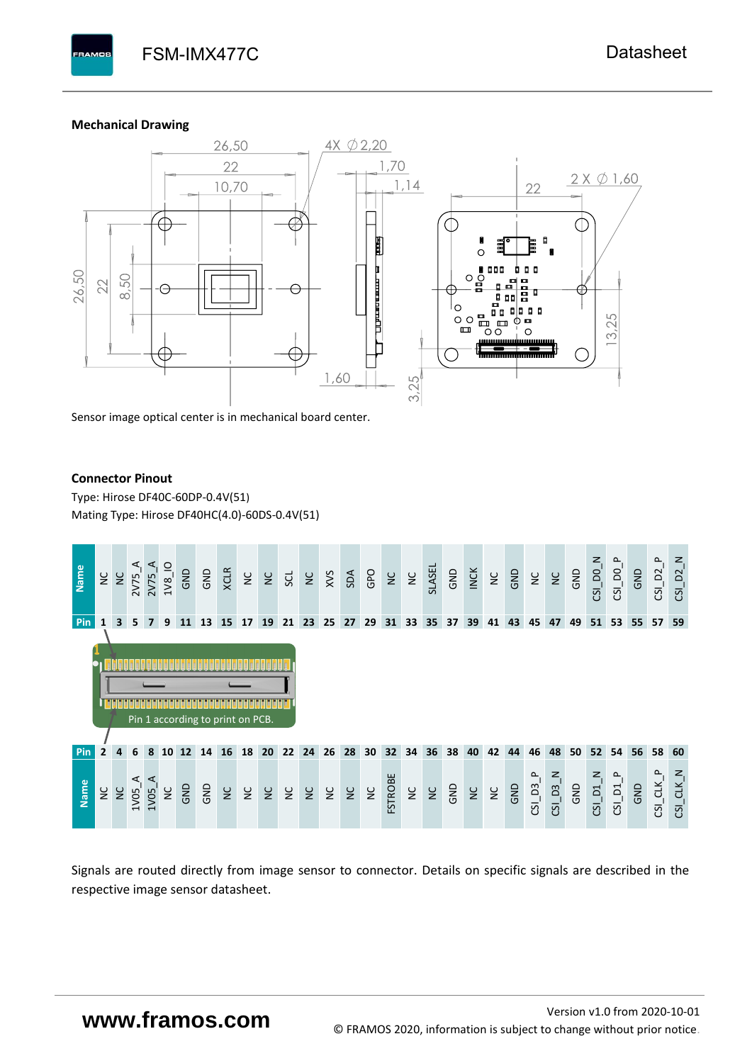### Mechanical Drawing

Sensor image optical center is in mechanical board center.

### Connector Pinout

Type: Hirose DF40C-60DP-0.4V(51)

Mating Type: Hirose DF40HC(4.0)-60DS-0.4V(51)

| Name | NC | NC | 2V75_A | 2V75_A | 1V8_IO | GND | GND | XCLR | NC | NC | SCL | NC | XVS | SDA | GPO | NC | NC | SLASEL | GND | INCK | NC | GND | NC | NC | GND | CSI_D0_N | CSI_D0_P | GND | CSI_D2_P | CSI_D2_N |
|---|---|---|---|---|---|---|---|---|---|---|---|---|---|---|---|---|---|---|---|---|---|---|---|---|---|---|---|---|---|---|
| Pin | 1 | 3 | 5 | 7 | 9 | 11 | 13 | 15 | 17 | 19 | 21 | 23 | 25 | 27 | 29 | 31 | 33 | 35 | 37 | 39 | 41 | 43 | 45 | 47 | 49 | 51 | 53 | 55 | 57 | 59 |

Pin 1 according to print on PCB.

| Pin | 2 | 4 | 6 | 8 | 10 | 12 | 14 | 16 | 18 | 20 | 22 | 24 | 26 | 28 | 30 | 32 | 34 | 36 | 38 | 40 | 42 | 44 | 46 | 48 | 50 | 52 | 54 | 56 | 58 | 60 |
|---|---|---|---|---|---|---|---|---|---|---|---|---|---|---|---|---|---|---|---|---|---|---|---|---|---|---|---|---|---|---|
| Name | NC | NC | 1V05_A | 1V05_A | NC | GND | GND | NC | NC | NC | NC | NC | NC | NC | NC | FSTROBE | NC | NC | GND | NC | NC | GND | CSI_D3_P | CSI_D3_N | GND | CSI_D1_N | CSI_D1_P | GND | CSI_CLK_P | CSI_CLK_N |

Signals are routed directly from image sensor to connector. Details on specific signals are described in the respective image sensor datasheet.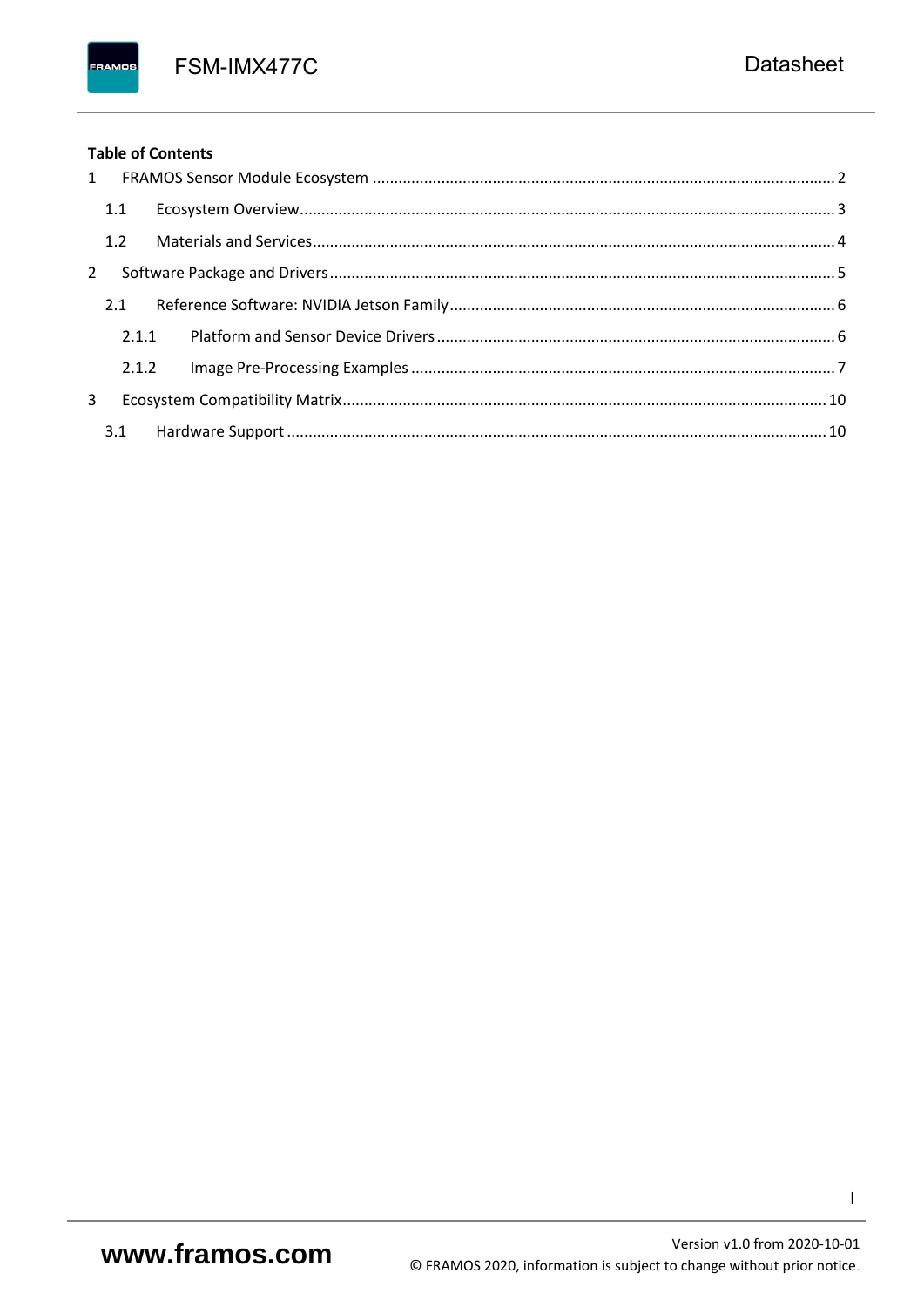**Table of Contents**

1 FRAMOS Sensor Module Ecosystem ..... 2

 1.1 Ecosystem Overview ..... 3

 1.2 Materials and Services ..... 4

2 Software Package and Drivers ..... 5

 2.1 Reference Software: NVIDIA Jetson Family ..... 6

  2.1.1 Platform and Sensor Device Drivers ..... 6

  2.1.2 Image Pre-Processing Examples ..... 7

3 Ecosystem Compatibility Matrix ..... 10

 3.1 Hardware Support ..... 10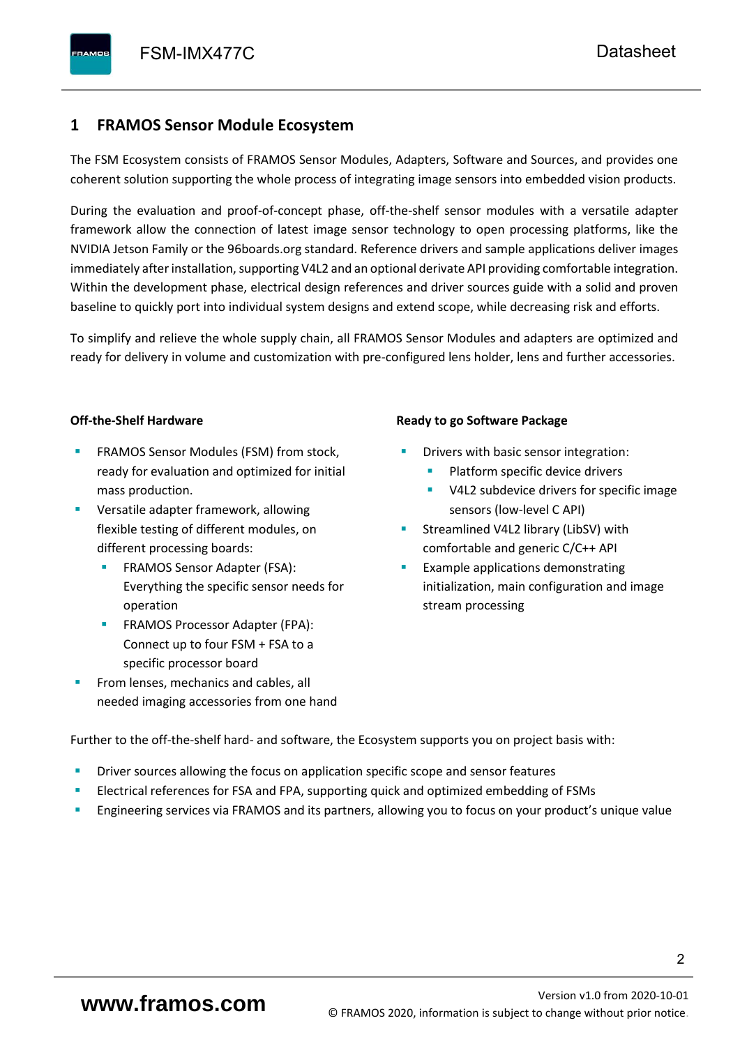# 1 FRAMOS Sensor Module Ecosystem

The FSM Ecosystem consists of FRAMOS Sensor Modules, Adapters, Software and Sources, and provides one coherent solution supporting the whole process of integrating image sensors into embedded vision products.

During the evaluation and proof-of-concept phase, off-the-shelf sensor modules with a versatile adapter framework allow the connection of latest image sensor technology to open processing platforms, like the NVIDIA Jetson Family or the 96boards.org standard. Reference drivers and sample applications deliver images immediately after installation, supporting V4L2 and an optional derivate API providing comfortable integration. Within the development phase, electrical design references and driver sources guide with a solid and proven baseline to quickly port into individual system designs and extend scope, while decreasing risk and efforts.

To simplify and relieve the whole supply chain, all FRAMOS Sensor Modules and adapters are optimized and ready for delivery in volume and customization with pre-configured lens holder, lens and further accessories.

**Off-the-Shelf Hardware**

- FRAMOS Sensor Modules (FSM) from stock, ready for evaluation and optimized for initial mass production.
- Versatile adapter framework, allowing flexible testing of different modules, on different processing boards:
  - FRAMOS Sensor Adapter (FSA): Everything the specific sensor needs for operation
  - FRAMOS Processor Adapter (FPA): Connect up to four FSM + FSA to a specific processor board
- From lenses, mechanics and cables, all needed imaging accessories from one hand

**Ready to go Software Package**

- Drivers with basic sensor integration:
  - Platform specific device drivers
  - V4L2 subdevice drivers for specific image sensors (low-level C API)
- Streamlined V4L2 library (LibSV) with comfortable and generic C/C++ API
- Example applications demonstrating initialization, main configuration and image stream processing

Further to the off-the-shelf hard- and software, the Ecosystem supports you on project basis with:

- Driver sources allowing the focus on application specific scope and sensor features
- Electrical references for FSA and FPA, supporting quick and optimized embedding of FSMs
- Engineering services via FRAMOS and its partners, allowing you to focus on your product's unique value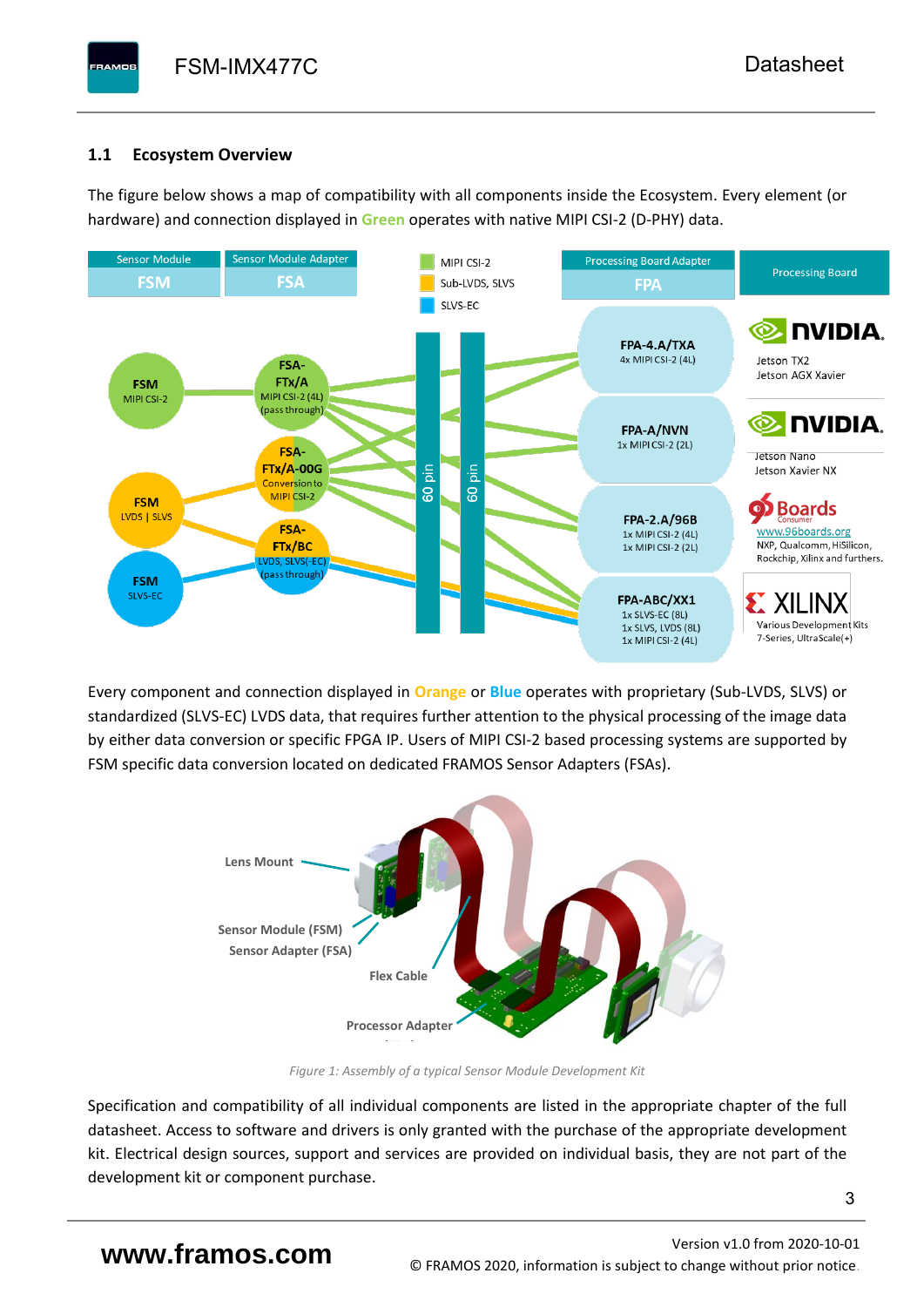### 1.1 Ecosystem Overview

The figure below shows a map of compatibility with all components inside the Ecosystem. Every element (or hardware) and connection displayed in Green operates with native MIPI CSI-2 (D-PHY) data.

Every component and connection displayed in Orange or Blue operates with proprietary (Sub-LVDS, SLVS) or standardized (SLVS-EC) LVDS data, that requires further attention to the physical processing of the image data by either data conversion or specific FPGA IP. Users of MIPI CSI-2 based processing systems are supported by FSM specific data conversion located on dedicated FRAMOS Sensor Adapters (FSAs).

*Figure 1: Assembly of a typical Sensor Module Development Kit*

Specification and compatibility of all individual components are listed in the appropriate chapter of the full datasheet. Access to software and drivers is only granted with the purchase of the appropriate development kit. Electrical design sources, support and services are provided on individual basis, they are not part of the development kit or component purchase.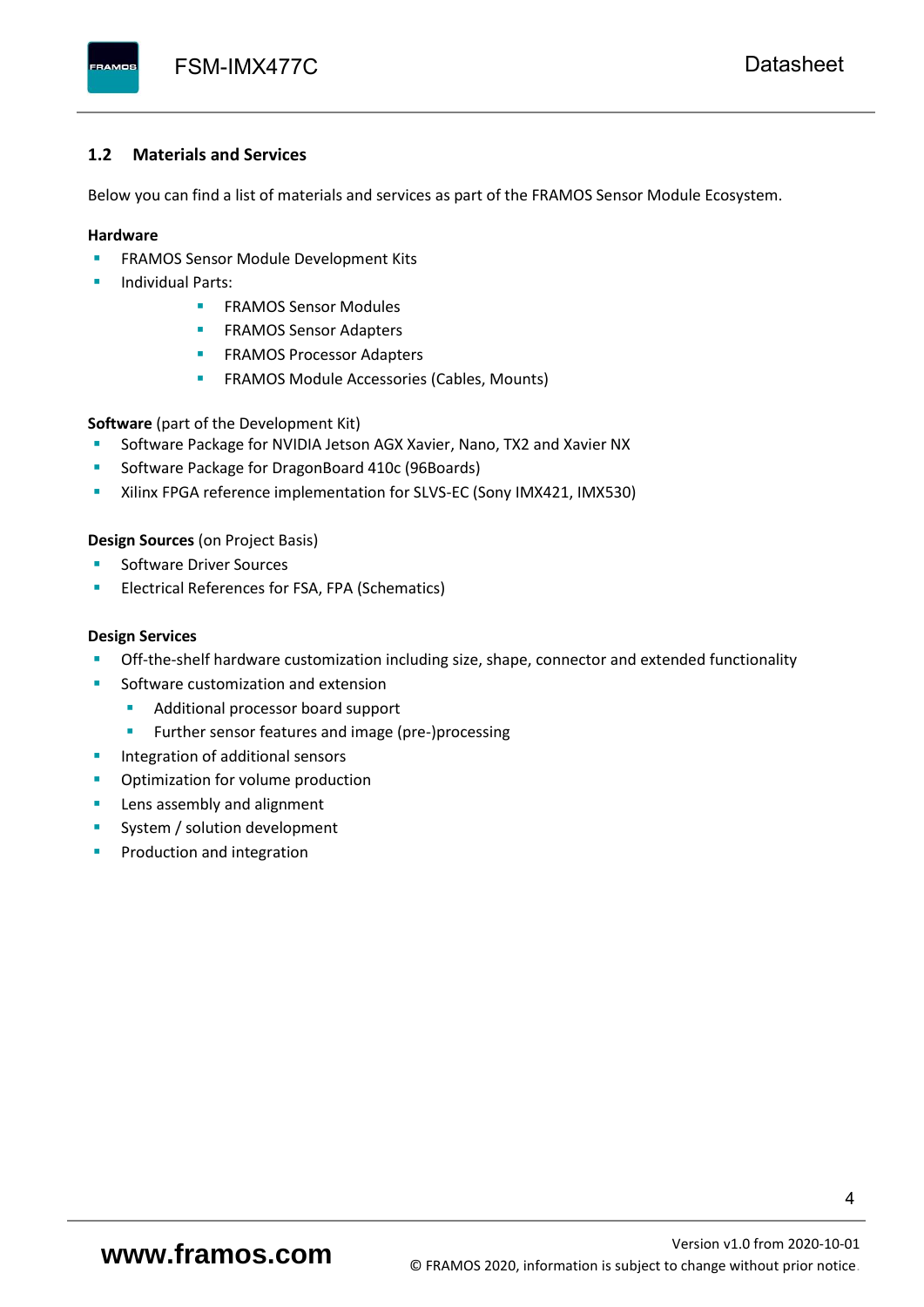## 1.2 Materials and Services

Below you can find a list of materials and services as part of the FRAMOS Sensor Module Ecosystem.

**Hardware**

- FRAMOS Sensor Module Development Kits
- Individual Parts:
    - FRAMOS Sensor Modules
    - FRAMOS Sensor Adapters
    - FRAMOS Processor Adapters
    - FRAMOS Module Accessories (Cables, Mounts)

**Software** (part of the Development Kit)

- Software Package for NVIDIA Jetson AGX Xavier, Nano, TX2 and Xavier NX
- Software Package for DragonBoard 410c (96Boards)
- Xilinx FPGA reference implementation for SLVS-EC (Sony IMX421, IMX530)

**Design Sources** (on Project Basis)

- Software Driver Sources
- Electrical References for FSA, FPA (Schematics)

**Design Services**

- Off-the-shelf hardware customization including size, shape, connector and extended functionality
- Software customization and extension
    - Additional processor board support
    - Further sensor features and image (pre-)processing
- Integration of additional sensors
- Optimization for volume production
- Lens assembly and alignment
- System / solution development
- Production and integration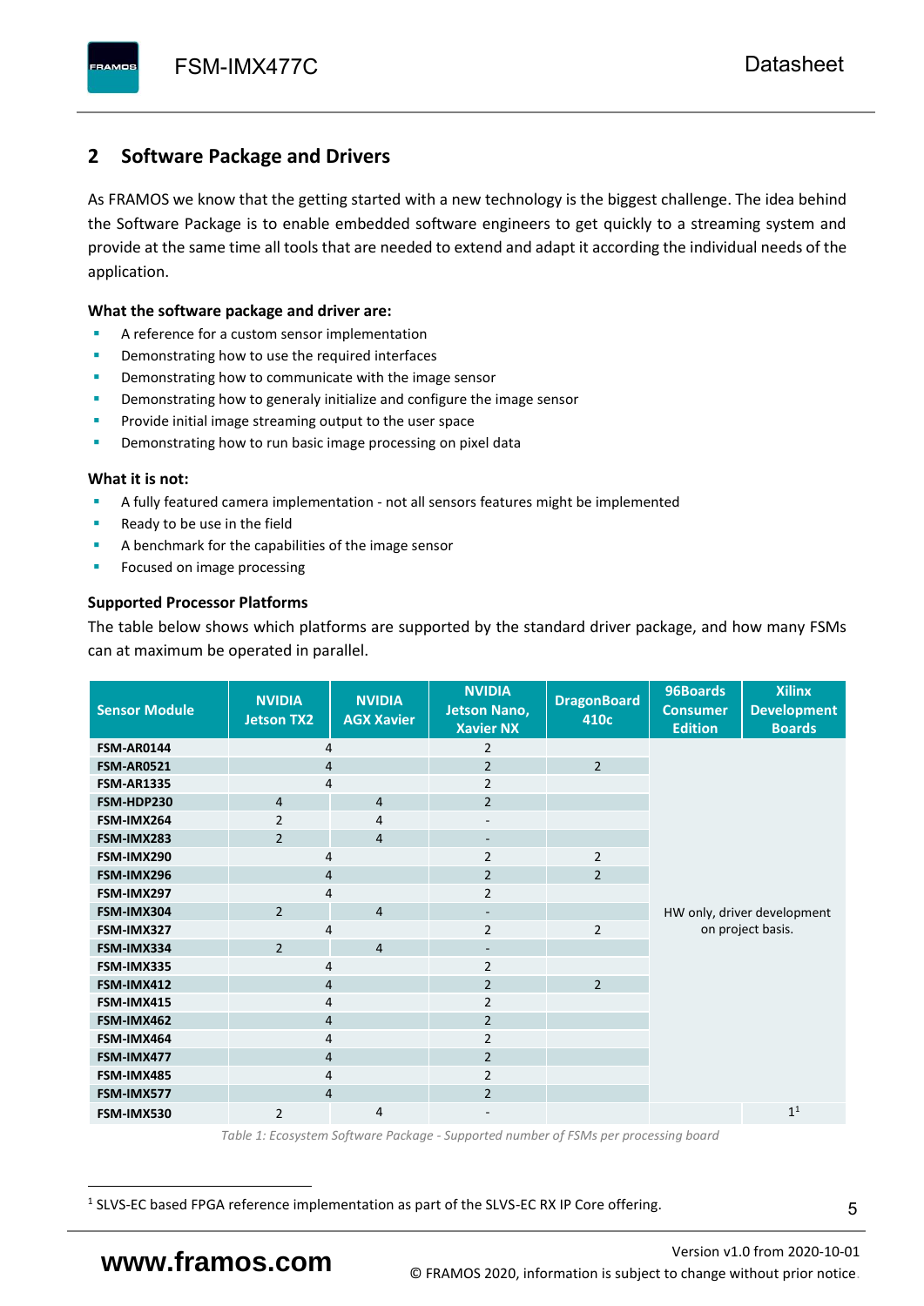## 2 Software Package and Drivers

As FRAMOS we know that the getting started with a new technology is the biggest challenge. The idea behind the Software Package is to enable embedded software engineers to get quickly to a streaming system and provide at the same time all tools that are needed to extend and adapt it according the individual needs of the application.

**What the software package and driver are:**

- A reference for a custom sensor implementation
- Demonstrating how to use the required interfaces
- Demonstrating how to communicate with the image sensor
- Demonstrating how to generaly initialize and configure the image sensor
- Provide initial image streaming output to the user space
- Demonstrating how to run basic image processing on pixel data

**What it is not:**

- A fully featured camera implementation - not all sensors features might be implemented
- Ready to be use in the field
- A benchmark for the capabilities of the image sensor
- Focused on image processing

**Supported Processor Platforms**

The table below shows which platforms are supported by the standard driver package, and how many FSMs can at maximum be operated in parallel.

| Sensor Module | NVIDIA Jetson TX2 | NVIDIA AGX Xavier | NVIDIA Jetson Nano, Xavier NX | DragonBoard 410c | 96Boards Consumer Edition | Xilinx Development Boards |
|---|---|---|---|---|---|---|
| **FSM-AR0144** | 4 | | 2 | | HW only, driver development on project basis. | |
| **FSM-AR0521** | 4 | | 2 | 2 | | |
| **FSM-AR1335** | 4 | | 2 | | | |
| **FSM-HDP230** | 4 | 4 | 2 | | | |
| **FSM-IMX264** | 2 | 4 | - | | | |
| **FSM-IMX283** | 2 | 4 | - | | | |
| **FSM-IMX290** | 4 | | 2 | 2 | | |
| **FSM-IMX296** | 4 | | 2 | 2 | | |
| **FSM-IMX297** | 4 | | 2 | | | |
| **FSM-IMX304** | 2 | 4 | - | | | |
| **FSM-IMX327** | 4 | | 2 | 2 | | |
| **FSM-IMX334** | 2 | 4 | - | | | |
| **FSM-IMX335** | 4 | | 2 | | | |
| **FSM-IMX412** | 4 | | 2 | 2 | | |
| **FSM-IMX415** | 4 | | 2 | | | |
| **FSM-IMX462** | 4 | | 2 | | | |
| **FSM-IMX464** | 4 | | 2 | | | |
| **FSM-IMX477** | 4 | | 2 | | | |
| **FSM-IMX485** | 4 | | 2 | | | |
| **FSM-IMX577** | 4 | | 2 | | | |
| **FSM-IMX530** | 2 | 4 | - | | | 1[1] |

*Table 1: Ecosystem Software Package - Supported number of FSMs per processing board*

[1] SLVS-EC based FPGA reference implementation as part of the SLVS-EC RX IP Core offering.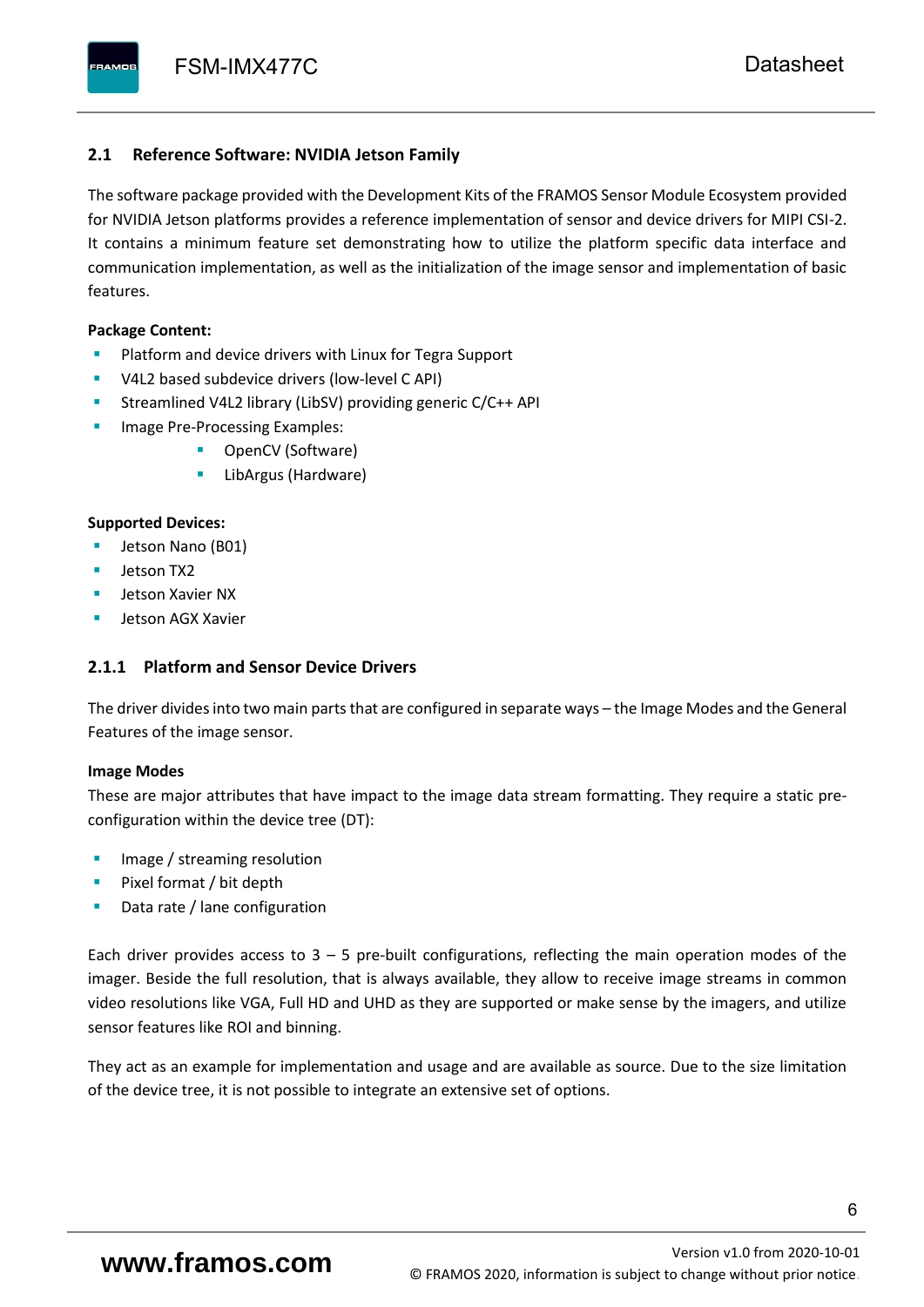## 2.1 Reference Software: NVIDIA Jetson Family

The software package provided with the Development Kits of the FRAMOS Sensor Module Ecosystem provided for NVIDIA Jetson platforms provides a reference implementation of sensor and device drivers for MIPI CSI-2. It contains a minimum feature set demonstrating how to utilize the platform specific data interface and communication implementation, as well as the initialization of the image sensor and implementation of basic features.

**Package Content:**

- Platform and device drivers with Linux for Tegra Support
- V4L2 based subdevice drivers (low-level C API)
- Streamlined V4L2 library (LibSV) providing generic C/C++ API
- Image Pre-Processing Examples:
  - OpenCV (Software)
  - LibArgus (Hardware)

**Supported Devices:**

- Jetson Nano (B01)
- Jetson TX2
- Jetson Xavier NX
- Jetson AGX Xavier

### 2.1.1 Platform and Sensor Device Drivers

The driver divides into two main parts that are configured in separate ways – the Image Modes and the General Features of the image sensor.

**Image Modes**

These are major attributes that have impact to the image data stream formatting. They require a static pre-configuration within the device tree (DT):

- Image / streaming resolution
- Pixel format / bit depth
- Data rate / lane configuration

Each driver provides access to 3 – 5 pre-built configurations, reflecting the main operation modes of the imager. Beside the full resolution, that is always available, they allow to receive image streams in common video resolutions like VGA, Full HD and UHD as they are supported or make sense by the imagers, and utilize sensor features like ROI and binning.

They act as an example for implementation and usage and are available as source. Due to the size limitation of the device tree, it is not possible to integrate an extensive set of options.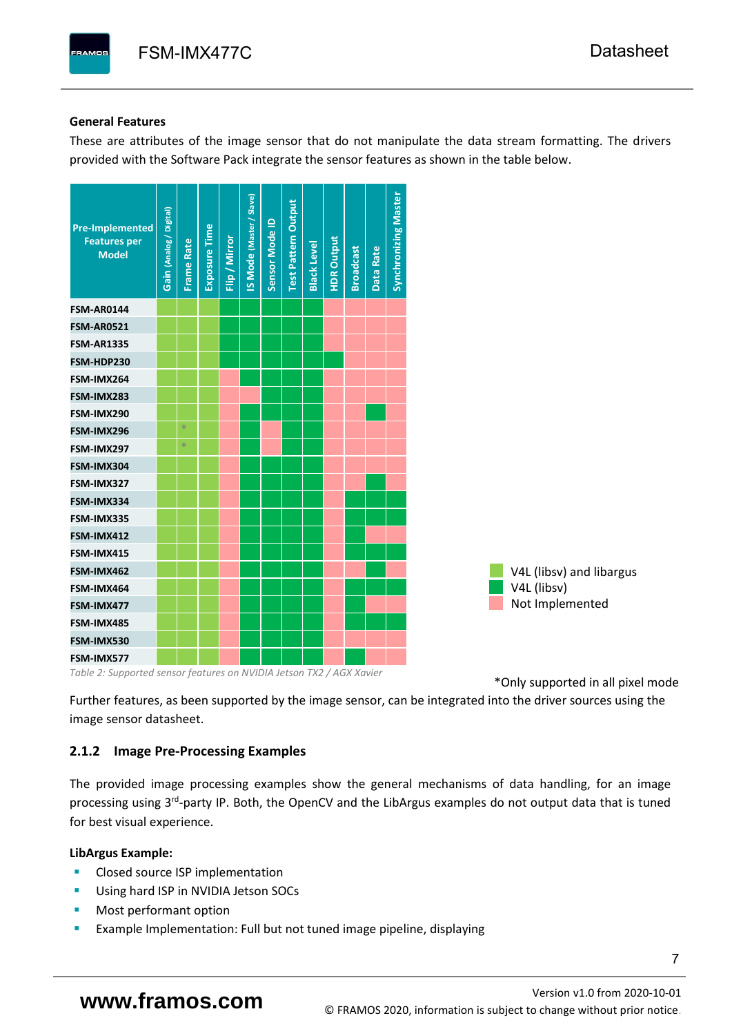### General Features

These are attributes of the image sensor that do not manipulate the data stream formatting. The drivers provided with the Software Pack integrate the sensor features as shown in the table below.

| Pre-Implemented Features per Model | Gain (Analog / Digital) | Frame Rate | Exposure Time | Flip / Mirror | IS Mode (Master / Slave) | Sensor Mode ID | Test Pattern Output | Black Level | HDR Output | Broadcast | Data Rate | Synchronizing Master |
|---|---|---|---|---|---|---|---|---|---|---|---|---|
| FSM-AR0144 | V4L (libsv) and libargus | V4L (libsv) and libargus | V4L (libsv) and libargus | V4L (libsv) | V4L (libsv) | V4L (libsv) | V4L (libsv) | V4L (libsv) | Not Implemented | Not Implemented | Not Implemented | Not Implemented |
| FSM-AR0521 | V4L (libsv) and libargus | V4L (libsv) and libargus | V4L (libsv) and libargus | V4L (libsv) | V4L (libsv) | V4L (libsv) | V4L (libsv) | V4L (libsv) | Not Implemented | Not Implemented | Not Implemented | Not Implemented |
| FSM-AR1335 | V4L (libsv) and libargus | V4L (libsv) and libargus | V4L (libsv) and libargus | V4L (libsv) | V4L (libsv) | V4L (libsv) | V4L (libsv) | V4L (libsv) | Not Implemented | Not Implemented | Not Implemented | Not Implemented |
| FSM-HDP230 | V4L (libsv) and libargus | V4L (libsv) and libargus | V4L (libsv) and libargus | V4L (libsv) | V4L (libsv) | V4L (libsv) | V4L (libsv) | V4L (libsv) | V4L (libsv) | Not Implemented | Not Implemented | Not Implemented |
| FSM-IMX264 | V4L (libsv) and libargus | V4L (libsv) and libargus | V4L (libsv) and libargus | Not Implemented | V4L (libsv) | V4L (libsv) | V4L (libsv) | V4L (libsv) | Not Implemented | Not Implemented | Not Implemented | Not Implemented |
| FSM-IMX283 | V4L (libsv) and libargus | V4L (libsv) and libargus | V4L (libsv) and libargus | Not Implemented | Not Implemented | V4L (libsv) | V4L (libsv) | V4L (libsv) | Not Implemented | Not Implemented | Not Implemented | Not Implemented |
| FSM-IMX290 | V4L (libsv) and libargus | V4L (libsv) and libargus | V4L (libsv) and libargus | Not Implemented | V4L (libsv) | V4L (libsv) | V4L (libsv) | V4L (libsv) | Not Implemented | Not Implemented | V4L (libsv) | Not Implemented |
| FSM-IMX296 | V4L (libsv) and libargus | V4L (libsv) and libargus * | V4L (libsv) and libargus | Not Implemented | V4L (libsv) | Not Implemented | V4L (libsv) | V4L (libsv) | Not Implemented | Not Implemented | Not Implemented | Not Implemented |
| FSM-IMX297 | V4L (libsv) and libargus | V4L (libsv) and libargus * | V4L (libsv) and libargus | Not Implemented | V4L (libsv) | Not Implemented | V4L (libsv) | V4L (libsv) | Not Implemented | Not Implemented | Not Implemented | Not Implemented |
| FSM-IMX304 | V4L (libsv) and libargus | V4L (libsv) and libargus | V4L (libsv) and libargus | Not Implemented | V4L (libsv) | V4L (libsv) | V4L (libsv) | V4L (libsv) | Not Implemented | Not Implemented | Not Implemented | Not Implemented |
| FSM-IMX327 | V4L (libsv) and libargus | V4L (libsv) and libargus | V4L (libsv) and libargus | Not Implemented | V4L (libsv) | V4L (libsv) | V4L (libsv) | V4L (libsv) | Not Implemented | Not Implemented | V4L (libsv) | Not Implemented |
| FSM-IMX334 | V4L (libsv) and libargus | V4L (libsv) and libargus | V4L (libsv) and libargus | Not Implemented | V4L (libsv) | V4L (libsv) | V4L (libsv) | V4L (libsv) | Not Implemented | V4L (libsv) | V4L (libsv) | V4L (libsv) |
| FSM-IMX335 | V4L (libsv) and libargus | V4L (libsv) and libargus | V4L (libsv) and libargus | Not Implemented | V4L (libsv) | V4L (libsv) | V4L (libsv) | V4L (libsv) | Not Implemented | V4L (libsv) | V4L (libsv) | V4L (libsv) |
| FSM-IMX412 | V4L (libsv) and libargus | V4L (libsv) and libargus | V4L (libsv) and libargus | Not Implemented | V4L (libsv) | V4L (libsv) | V4L (libsv) | V4L (libsv) | Not Implemented | V4L (libsv) | Not Implemented | Not Implemented |
| FSM-IMX415 | V4L (libsv) and libargus | V4L (libsv) and libargus | V4L (libsv) and libargus | Not Implemented | V4L (libsv) | V4L (libsv) | V4L (libsv) | V4L (libsv) | Not Implemented | V4L (libsv) | V4L (libsv) | V4L (libsv) |
| FSM-IMX462 | V4L (libsv) and libargus | V4L (libsv) and libargus | V4L (libsv) and libargus | Not Implemented | V4L (libsv) | V4L (libsv) | V4L (libsv) | V4L (libsv) | Not Implemented | Not Implemented | V4L (libsv) | Not Implemented |
| FSM-IMX464 | V4L (libsv) and libargus | V4L (libsv) and libargus | V4L (libsv) and libargus | Not Implemented | V4L (libsv) | V4L (libsv) | V4L (libsv) | V4L (libsv) | Not Implemented | V4L (libsv) | V4L (libsv) | V4L (libsv) |
| FSM-IMX477 | V4L (libsv) and libargus | V4L (libsv) and libargus | V4L (libsv) and libargus | Not Implemented | V4L (libsv) | V4L (libsv) | V4L (libsv) | V4L (libsv) | Not Implemented | V4L (libsv) | Not Implemented | Not Implemented |
| FSM-IMX485 | V4L (libsv) and libargus | V4L (libsv) and libargus | V4L (libsv) and libargus | Not Implemented | V4L (libsv) | V4L (libsv) | V4L (libsv) | V4L (libsv) | Not Implemented | V4L (libsv) | V4L (libsv) | V4L (libsv) |
| FSM-IMX530 | V4L (libsv) and libargus | V4L (libsv) and libargus | V4L (libsv) and libargus | Not Implemented | V4L (libsv) | V4L (libsv) | V4L (libsv) | V4L (libsv) | Not Implemented | Not Implemented | Not Implemented | Not Implemented |
| FSM-IMX577 | V4L (libsv) and libargus | V4L (libsv) and libargus | V4L (libsv) and libargus | Not Implemented | V4L (libsv) | V4L (libsv) | V4L (libsv) | V4L (libsv) | Not Implemented | V4L (libsv) | Not Implemented | Not Implemented |

*Table 2: Supported sensor features on NVIDIA Jetson TX2 / AGX Xavier*

Legend: V4L (libsv) and libargus; V4L (libsv); Not Implemented

*Only supported in all pixel mode

Further features, as been supported by the image sensor, can be integrated into the driver sources using the image sensor datasheet.

### 2.1.2 Image Pre-Processing Examples

The provided image processing examples show the general mechanisms of data handling, for an image processing using 3rd-party IP. Both, the OpenCV and the LibArgus examples do not output data that is tuned for best visual experience.

**LibArgus Example:**

- Closed source ISP implementation
- Using hard ISP in NVIDIA Jetson SOCs
- Most performant option
- Example Implementation: Full but not tuned image pipeline, displaying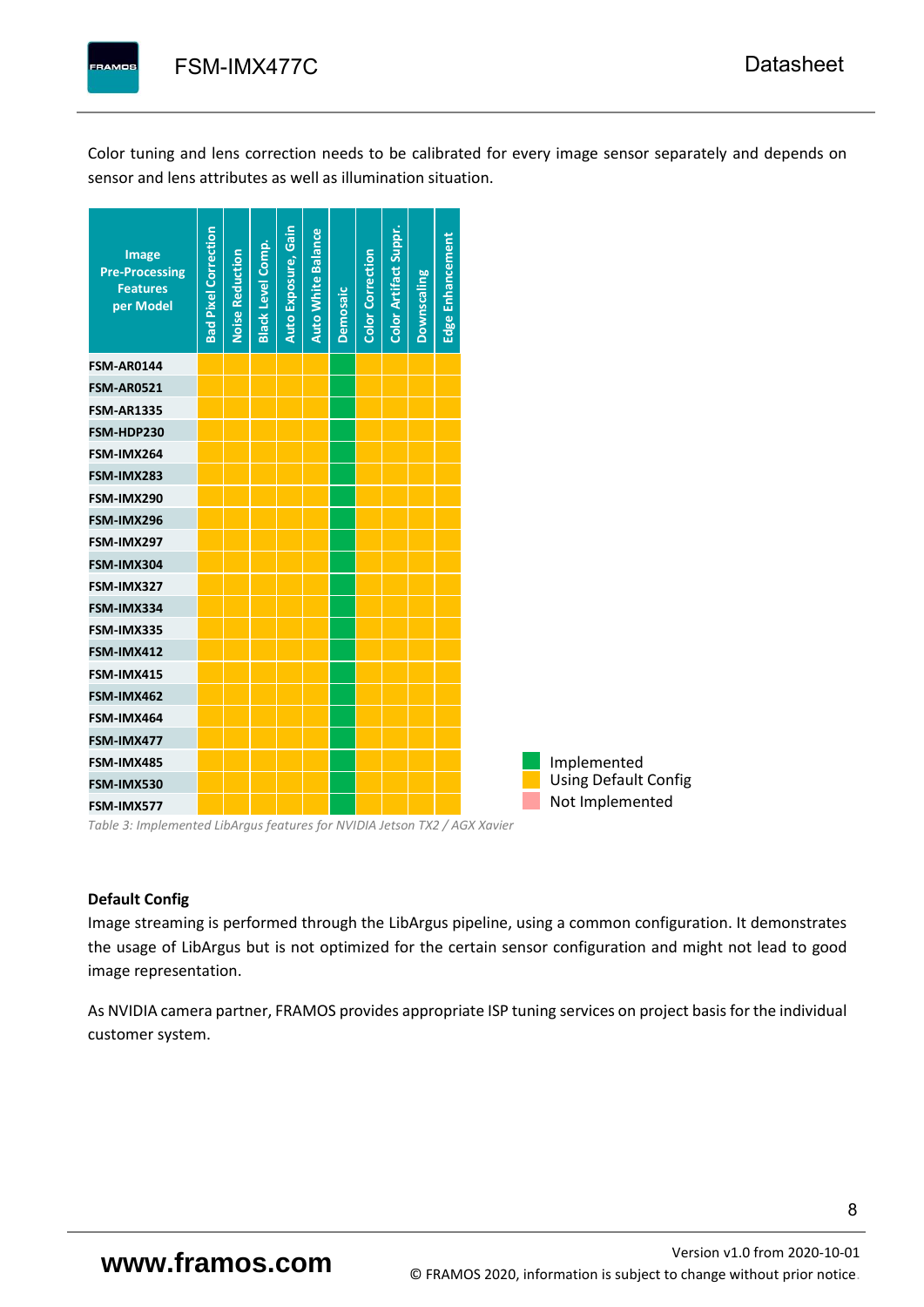Color tuning and lens correction needs to be calibrated for every image sensor separately and depends on sensor and lens attributes as well as illumination situation.

| Image Pre-Processing Features per Model | Bad Pixel Correction | Noise Reduction | Black Level Comp. | Auto Exposure, Gain | Auto White Balance | Demosaic | Color Correction | Color Artifact Suppr. | Downscaling | Edge Enhancement |
|---|---|---|---|---|---|---|---|---|---|---|
| FSM-AR0144 | Using Default Config | Using Default Config | Using Default Config | Using Default Config | Using Default Config | Implemented | Using Default Config | Using Default Config | Using Default Config | Using Default Config |
| FSM-AR0521 | Using Default Config | Using Default Config | Using Default Config | Using Default Config | Using Default Config | Implemented | Using Default Config | Using Default Config | Using Default Config | Using Default Config |
| FSM-AR1335 | Using Default Config | Using Default Config | Using Default Config | Using Default Config | Using Default Config | Implemented | Using Default Config | Using Default Config | Using Default Config | Using Default Config |
| FSM-HDP230 | Using Default Config | Using Default Config | Using Default Config | Using Default Config | Using Default Config | Implemented | Using Default Config | Using Default Config | Using Default Config | Using Default Config |
| FSM-IMX264 | Using Default Config | Using Default Config | Using Default Config | Using Default Config | Using Default Config | Implemented | Using Default Config | Using Default Config | Using Default Config | Using Default Config |
| FSM-IMX283 | Using Default Config | Using Default Config | Using Default Config | Using Default Config | Using Default Config | Implemented | Using Default Config | Using Default Config | Using Default Config | Using Default Config |
| FSM-IMX290 | Using Default Config | Using Default Config | Using Default Config | Using Default Config | Using Default Config | Implemented | Using Default Config | Using Default Config | Using Default Config | Using Default Config |
| FSM-IMX296 | Using Default Config | Using Default Config | Using Default Config | Using Default Config | Using Default Config | Implemented | Using Default Config | Using Default Config | Using Default Config | Using Default Config |
| FSM-IMX297 | Using Default Config | Using Default Config | Using Default Config | Using Default Config | Using Default Config | Implemented | Using Default Config | Using Default Config | Using Default Config | Using Default Config |
| FSM-IMX304 | Using Default Config | Using Default Config | Using Default Config | Using Default Config | Using Default Config | Implemented | Using Default Config | Using Default Config | Using Default Config | Using Default Config |
| FSM-IMX327 | Using Default Config | Using Default Config | Using Default Config | Using Default Config | Using Default Config | Implemented | Using Default Config | Using Default Config | Using Default Config | Using Default Config |
| FSM-IMX334 | Using Default Config | Using Default Config | Using Default Config | Using Default Config | Using Default Config | Implemented | Using Default Config | Using Default Config | Using Default Config | Using Default Config |
| FSM-IMX335 | Using Default Config | Using Default Config | Using Default Config | Using Default Config | Using Default Config | Implemented | Using Default Config | Using Default Config | Using Default Config | Using Default Config |
| FSM-IMX412 | Using Default Config | Using Default Config | Using Default Config | Using Default Config | Using Default Config | Implemented | Using Default Config | Using Default Config | Using Default Config | Using Default Config |
| FSM-IMX415 | Using Default Config | Using Default Config | Using Default Config | Using Default Config | Using Default Config | Implemented | Using Default Config | Using Default Config | Using Default Config | Using Default Config |
| FSM-IMX462 | Using Default Config | Using Default Config | Using Default Config | Using Default Config | Using Default Config | Implemented | Using Default Config | Using Default Config | Using Default Config | Using Default Config |
| FSM-IMX464 | Using Default Config | Using Default Config | Using Default Config | Using Default Config | Using Default Config | Implemented | Using Default Config | Using Default Config | Using Default Config | Using Default Config |
| FSM-IMX477 | Using Default Config | Using Default Config | Using Default Config | Using Default Config | Using Default Config | Implemented | Using Default Config | Using Default Config | Using Default Config | Using Default Config |
| FSM-IMX485 | Using Default Config | Using Default Config | Using Default Config | Using Default Config | Using Default Config | Implemented | Using Default Config | Using Default Config | Using Default Config | Using Default Config |
| FSM-IMX530 | Using Default Config | Using Default Config | Using Default Config | Using Default Config | Using Default Config | Implemented | Using Default Config | Using Default Config | Using Default Config | Using Default Config |
| FSM-IMX577 | Using Default Config | Using Default Config | Using Default Config | Using Default Config | Using Default Config | Implemented | Using Default Config | Using Default Config | Using Default Config | Using Default Config |

Legend: Implemented / Using Default Config / Not Implemented

*Table 3: Implemented LibArgus features for NVIDIA Jetson TX2 / AGX Xavier*

**Default Config**

Image streaming is performed through the LibArgus pipeline, using a common configuration. It demonstrates the usage of LibArgus but is not optimized for the certain sensor configuration and might not lead to good image representation.

As NVIDIA camera partner, FRAMOS provides appropriate ISP tuning services on project basis for the individual customer system.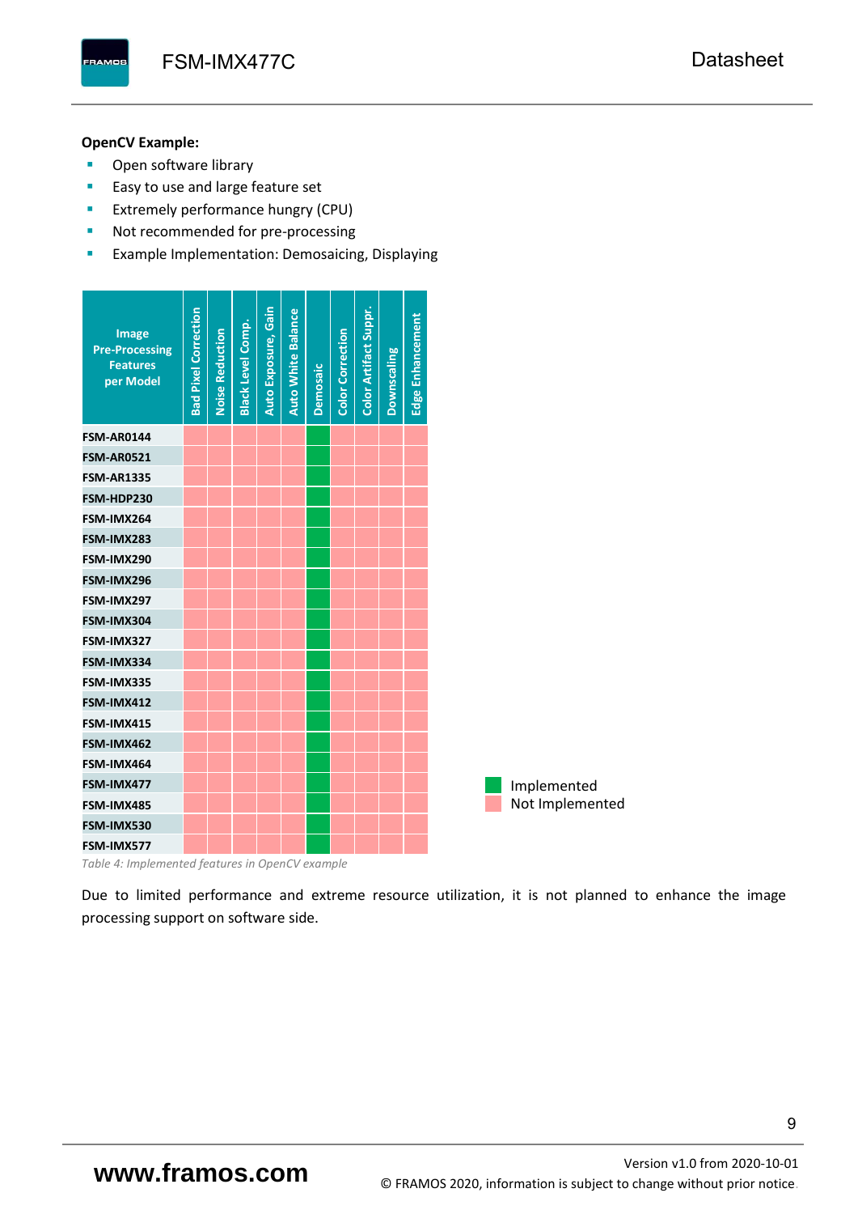**OpenCV Example:**

- Open software library
- Easy to use and large feature set
- Extremely performance hungry (CPU)
- Not recommended for pre-processing
- Example Implementation: Demosaicing, Displaying

| Image Pre-Processing Features per Model | Bad Pixel Correction | Noise Reduction | Black Level Comp. | Auto Exposure, Gain | Auto White Balance | Demosaic | Color Correction | Color Artifact Suppr. | Downscaling | Edge Enhancement |
|---|---|---|---|---|---|---|---|---|---|---|
| FSM-AR0144 | Not Implemented | Not Implemented | Not Implemented | Not Implemented | Not Implemented | Implemented | Not Implemented | Not Implemented | Not Implemented | Not Implemented |
| FSM-AR0521 | Not Implemented | Not Implemented | Not Implemented | Not Implemented | Not Implemented | Implemented | Not Implemented | Not Implemented | Not Implemented | Not Implemented |
| FSM-AR1335 | Not Implemented | Not Implemented | Not Implemented | Not Implemented | Not Implemented | Implemented | Not Implemented | Not Implemented | Not Implemented | Not Implemented |
| FSM-HDP230 | Not Implemented | Not Implemented | Not Implemented | Not Implemented | Not Implemented | Implemented | Not Implemented | Not Implemented | Not Implemented | Not Implemented |
| FSM-IMX264 | Not Implemented | Not Implemented | Not Implemented | Not Implemented | Not Implemented | Implemented | Not Implemented | Not Implemented | Not Implemented | Not Implemented |
| FSM-IMX283 | Not Implemented | Not Implemented | Not Implemented | Not Implemented | Not Implemented | Implemented | Not Implemented | Not Implemented | Not Implemented | Not Implemented |
| FSM-IMX290 | Not Implemented | Not Implemented | Not Implemented | Not Implemented | Not Implemented | Implemented | Not Implemented | Not Implemented | Not Implemented | Not Implemented |
| FSM-IMX296 | Not Implemented | Not Implemented | Not Implemented | Not Implemented | Not Implemented | Implemented | Not Implemented | Not Implemented | Not Implemented | Not Implemented |
| FSM-IMX297 | Not Implemented | Not Implemented | Not Implemented | Not Implemented | Not Implemented | Implemented | Not Implemented | Not Implemented | Not Implemented | Not Implemented |
| FSM-IMX304 | Not Implemented | Not Implemented | Not Implemented | Not Implemented | Not Implemented | Implemented | Not Implemented | Not Implemented | Not Implemented | Not Implemented |
| FSM-IMX327 | Not Implemented | Not Implemented | Not Implemented | Not Implemented | Not Implemented | Implemented | Not Implemented | Not Implemented | Not Implemented | Not Implemented |
| FSM-IMX334 | Not Implemented | Not Implemented | Not Implemented | Not Implemented | Not Implemented | Implemented | Not Implemented | Not Implemented | Not Implemented | Not Implemented |
| FSM-IMX335 | Not Implemented | Not Implemented | Not Implemented | Not Implemented | Not Implemented | Implemented | Not Implemented | Not Implemented | Not Implemented | Not Implemented |
| FSM-IMX412 | Not Implemented | Not Implemented | Not Implemented | Not Implemented | Not Implemented | Implemented | Not Implemented | Not Implemented | Not Implemented | Not Implemented |
| FSM-IMX415 | Not Implemented | Not Implemented | Not Implemented | Not Implemented | Not Implemented | Implemented | Not Implemented | Not Implemented | Not Implemented | Not Implemented |
| FSM-IMX462 | Not Implemented | Not Implemented | Not Implemented | Not Implemented | Not Implemented | Implemented | Not Implemented | Not Implemented | Not Implemented | Not Implemented |
| FSM-IMX464 | Not Implemented | Not Implemented | Not Implemented | Not Implemented | Not Implemented | Implemented | Not Implemented | Not Implemented | Not Implemented | Not Implemented |
| FSM-IMX477 | Not Implemented | Not Implemented | Not Implemented | Not Implemented | Not Implemented | Implemented | Not Implemented | Not Implemented | Not Implemented | Not Implemented |
| FSM-IMX485 | Not Implemented | Not Implemented | Not Implemented | Not Implemented | Not Implemented | Implemented | Not Implemented | Not Implemented | Not Implemented | Not Implemented |
| FSM-IMX530 | Not Implemented | Not Implemented | Not Implemented | Not Implemented | Not Implemented | Implemented | Not Implemented | Not Implemented | Not Implemented | Not Implemented |
| FSM-IMX577 | Not Implemented | Not Implemented | Not Implemented | Not Implemented | Not Implemented | Implemented | Not Implemented | Not Implemented | Not Implemented | Not Implemented |

*Table 4: Implemented features in OpenCV example*

Due to limited performance and extreme resource utilization, it is not planned to enhance the image processing support on software side.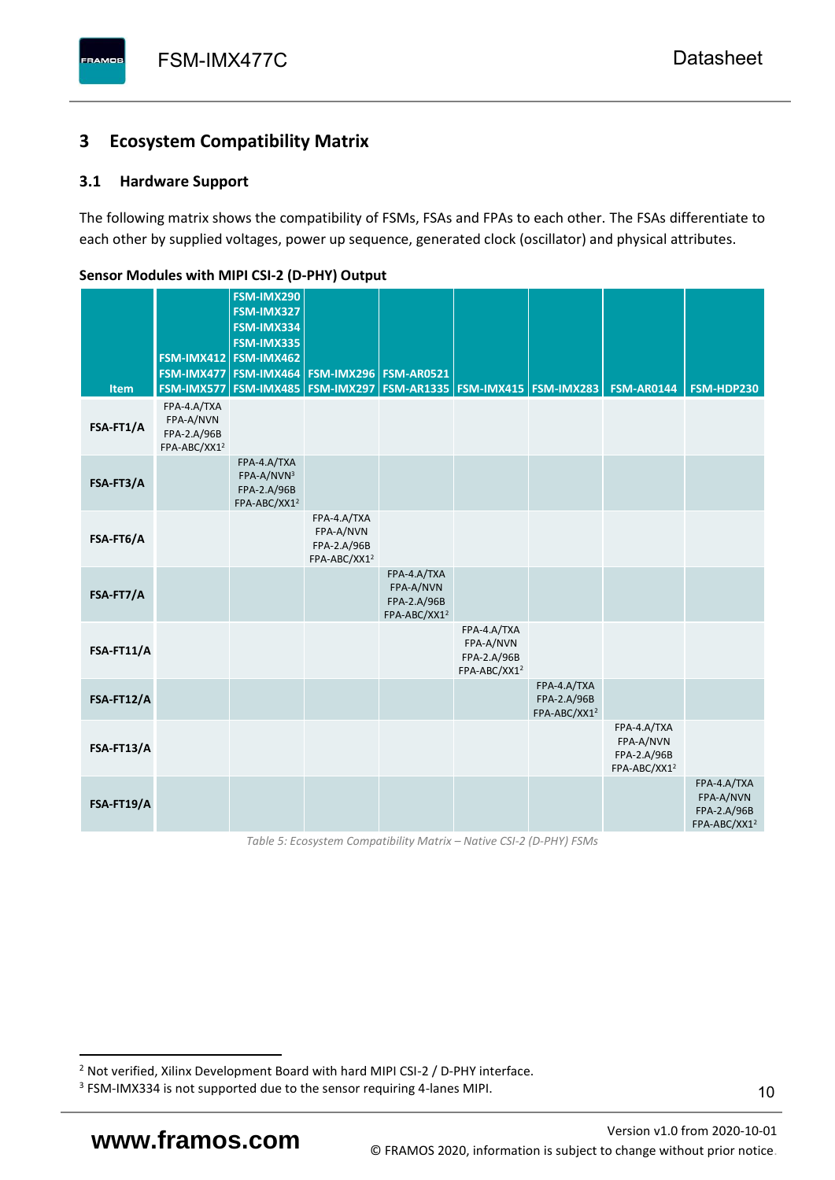# 3 Ecosystem Compatibility Matrix

## 3.1 Hardware Support

The following matrix shows the compatibility of FSMs, FSAs and FPAs to each other. The FSAs differentiate to each other by supplied voltages, power up sequence, generated clock (oscillator) and physical attributes.

**Sensor Modules with MIPI CSI-2 (D-PHY) Output**

| Item | FSM-IMX412 FSM-IMX477 FSM-IMX577 | FSM-IMX290 FSM-IMX327 FSM-IMX334 FSM-IMX335 FSM-IMX462 FSM-IMX464 FSM-IMX485 | FSM-IMX296 FSM-IMX297 | FSM-AR0521 FSM-AR1335 | FSM-IMX415 | FSM-IMX283 | FSM-AR0144 | FSM-HDP230 |
|---|---|---|---|---|---|---|---|---|
| **FSA-FT1/A** | FPA-4.A/TXA FPA-A/NVN FPA-2.A/96B FPA-ABC/XX1[2] | | | | | | | |
| **FSA-FT3/A** | | FPA-4.A/TXA FPA-A/NVN[3] FPA-2.A/96B FPA-ABC/XX1[2] | | | | | | |
| **FSA-FT6/A** | | | FPA-4.A/TXA FPA-A/NVN FPA-2.A/96B FPA-ABC/XX1[2] | | | | | |
| **FSA-FT7/A** | | | | FPA-4.A/TXA FPA-A/NVN FPA-2.A/96B FPA-ABC/XX1[2] | | | | |
| **FSA-FT11/A** | | | | | FPA-4.A/TXA FPA-A/NVN FPA-2.A/96B FPA-ABC/XX1[2] | | | |
| **FSA-FT12/A** | | | | | | FPA-4.A/TXA FPA-2.A/96B FPA-ABC/XX1[2] | | |
| **FSA-FT13/A** | | | | | | | FPA-4.A/TXA FPA-A/NVN FPA-2.A/96B FPA-ABC/XX1[2] | |
| **FSA-FT19/A** | | | | | | | | FPA-4.A/TXA FPA-A/NVN FPA-2.A/96B FPA-ABC/XX1[2] |

*Table 5: Ecosystem Compatibility Matrix – Native CSI-2 (D-PHY) FSMs*

[2] Not verified, Xilinx Development Board with hard MIPI CSI-2 / D-PHY interface.

[3] FSM-IMX334 is not supported due to the sensor requiring 4-lanes MIPI.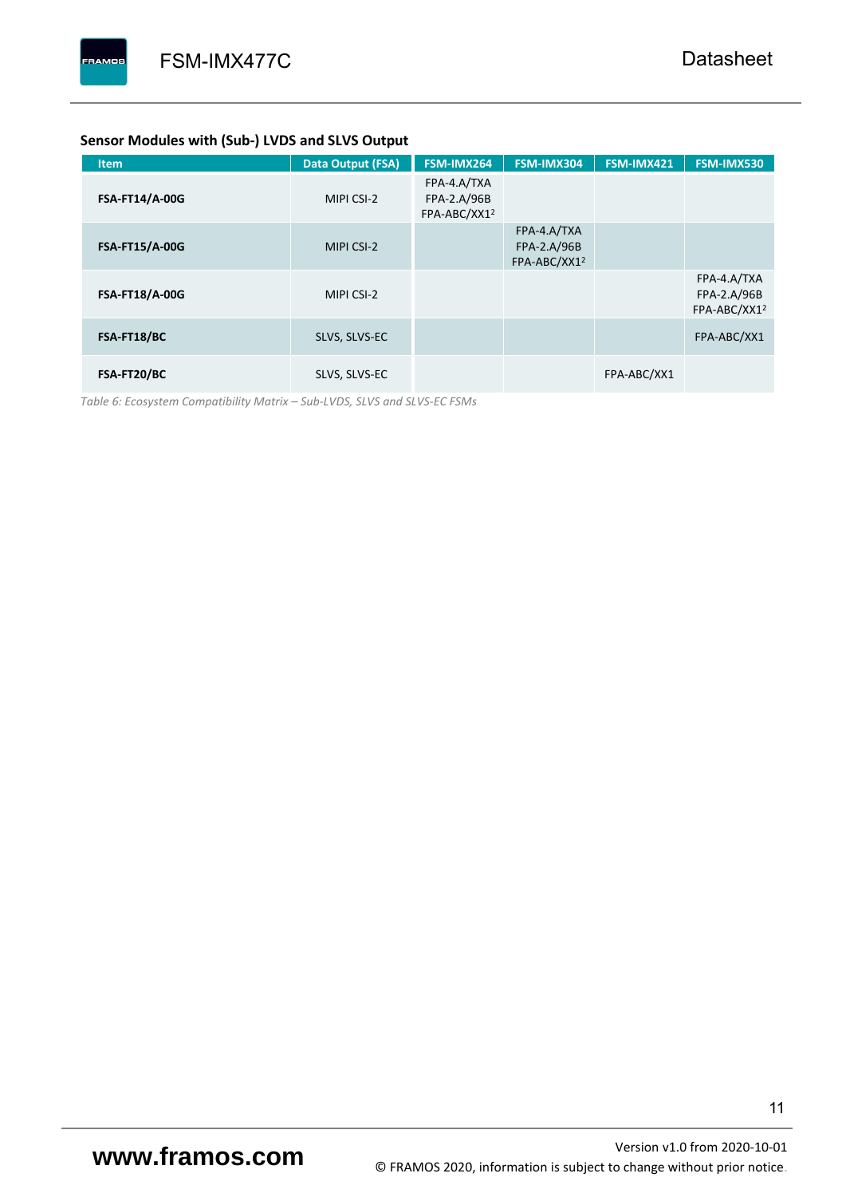### Sensor Modules with (Sub-) LVDS and SLVS Output

| Item | Data Output (FSA) | FSM-IMX264 | FSM-IMX304 | FSM-IMX421 | FSM-IMX530 |
|---|---|---|---|---|---|
| **FSA-FT14/A-00G** | MIPI CSI-2 | FPA-4.A/TXA FPA-2.A/96B FPA-ABC/XX1[2] | | | |
| **FSA-FT15/A-00G** | MIPI CSI-2 | | FPA-4.A/TXA FPA-2.A/96B FPA-ABC/XX1[2] | | |
| **FSA-FT18/A-00G** | MIPI CSI-2 | | | | FPA-4.A/TXA FPA-2.A/96B FPA-ABC/XX1[2] |
| **FSA-FT18/BC** | SLVS, SLVS-EC | | | | FPA-ABC/XX1 |
| **FSA-FT20/BC** | SLVS, SLVS-EC | | | FPA-ABC/XX1 | |

*Table 6: Ecosystem Compatibility Matrix – Sub-LVDS, SLVS and SLVS-EC FSMs*